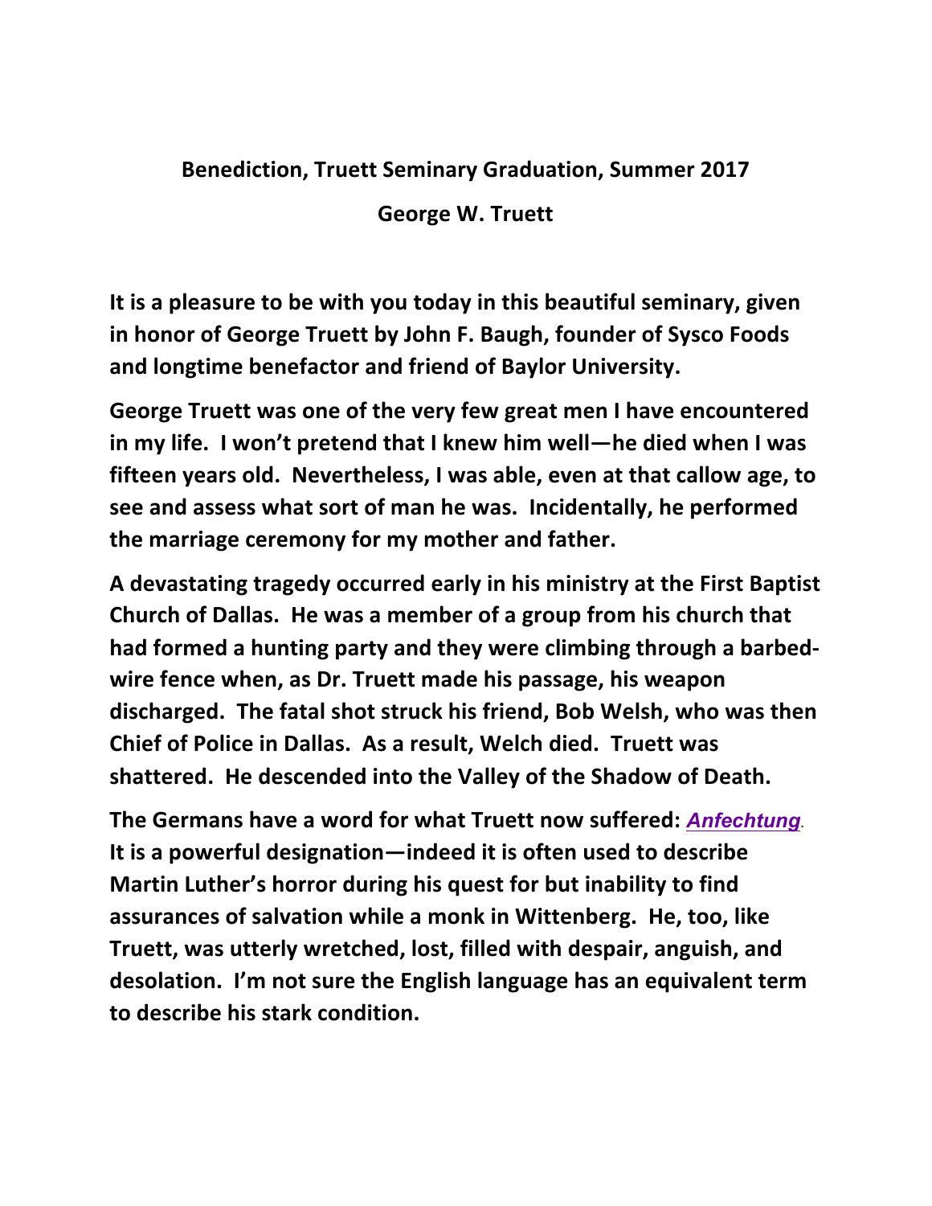**Benediction, Truett Seminary Graduation, Summer 2017**

**George W. Truett**

**It is a pleasure to be with you today in this beautiful seminary, given in honor of George Truett by John F. Baugh, founder of Sysco Foods and longtime benefactor and friend of Baylor University.**

**George Truett was one of the very few great men I have encountered in my life. I won't pretend that I knew him well—he died when I was fifteen years old. Nevertheless, I was able, even at that callow age, to see and assess what sort of man he was. Incidentally, he performed the marriage ceremony for my mother and father.**

**A devastating tragedy occurred early in his ministry at the First Baptist Church of Dallas. He was a member of a group from his church that had formed a hunting party and they were climbing through a barbed-wire fence when, as Dr. Truett made his passage, his weapon discharged. The fatal shot struck his friend, Bob Welsh, who was then Chief of Police in Dallas. As a result, Welch died. Truett was shattered. He descended into the Valley of the Shadow of Death.**

**The Germans have a word for what Truett now suffered: *Anfechtung*. It is a powerful designation—indeed it is often used to describe Martin Luther's horror during his quest for but inability to find assurances of salvation while a monk in Wittenberg. He, too, like Truett, was utterly wretched, lost, filled with despair, anguish, and desolation. I'm not sure the English language has an equivalent term to describe his stark condition.**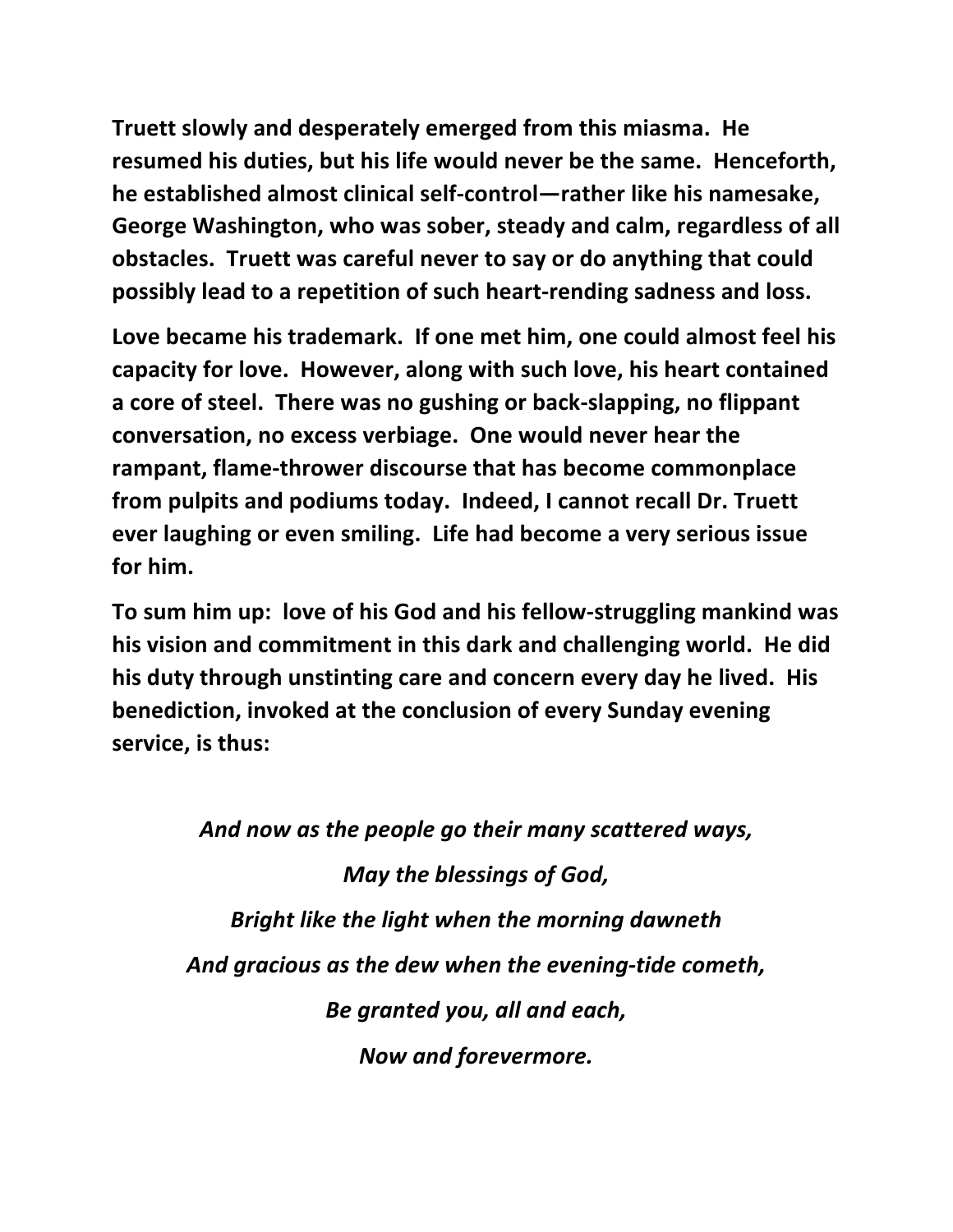**Truett slowly and desperately emerged from this miasma. He resumed his duties, but his life would never be the same. Henceforth, he established almost clinical self-control—rather like his namesake, George Washington, who was sober, steady and calm, regardless of all obstacles. Truett was careful never to say or do anything that could possibly lead to a repetition of such heart-rending sadness and loss.**

**Love became his trademark. If one met him, one could almost feel his capacity for love. However, along with such love, his heart contained a core of steel. There was no gushing or back-slapping, no flippant conversation, no excess verbiage. One would never hear the rampant, flame-thrower discourse that has become commonplace from pulpits and podiums today. Indeed, I cannot recall Dr. Truett ever laughing or even smiling. Life had become a very serious issue for him.**

**To sum him up: love of his God and his fellow-struggling mankind was his vision and commitment in this dark and challenging world. He did his duty through unstinting care and concern every day he lived. His benediction, invoked at the conclusion of every Sunday evening service, is thus:**

***And now as the people go their many scattered ways,***

***May the blessings of God,***

***Bright like the light when the morning dawneth***

***And gracious as the dew when the evening-tide cometh,***

***Be granted you, all and each,***

***Now and forevermore.***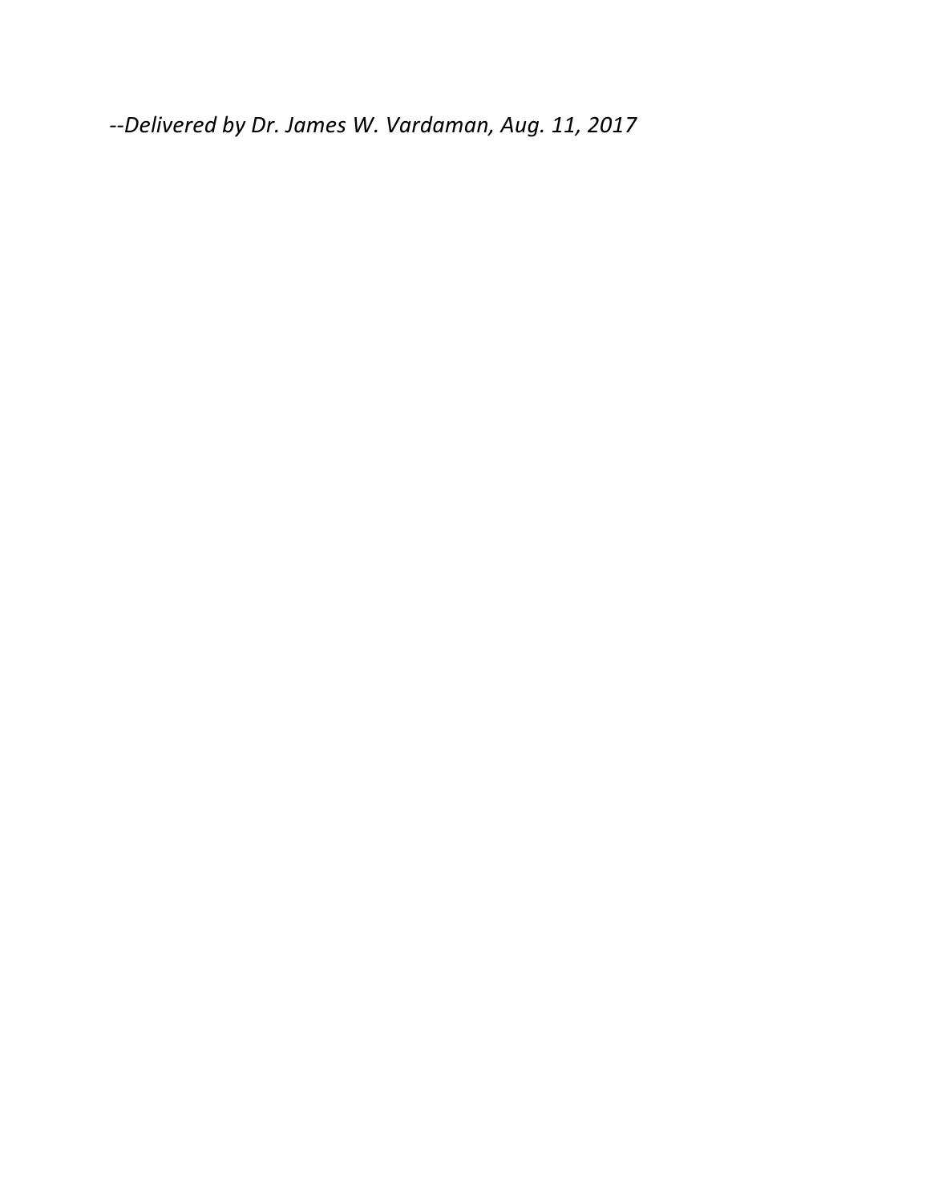*--Delivered by Dr. James W. Vardaman, Aug. 11, 2017*